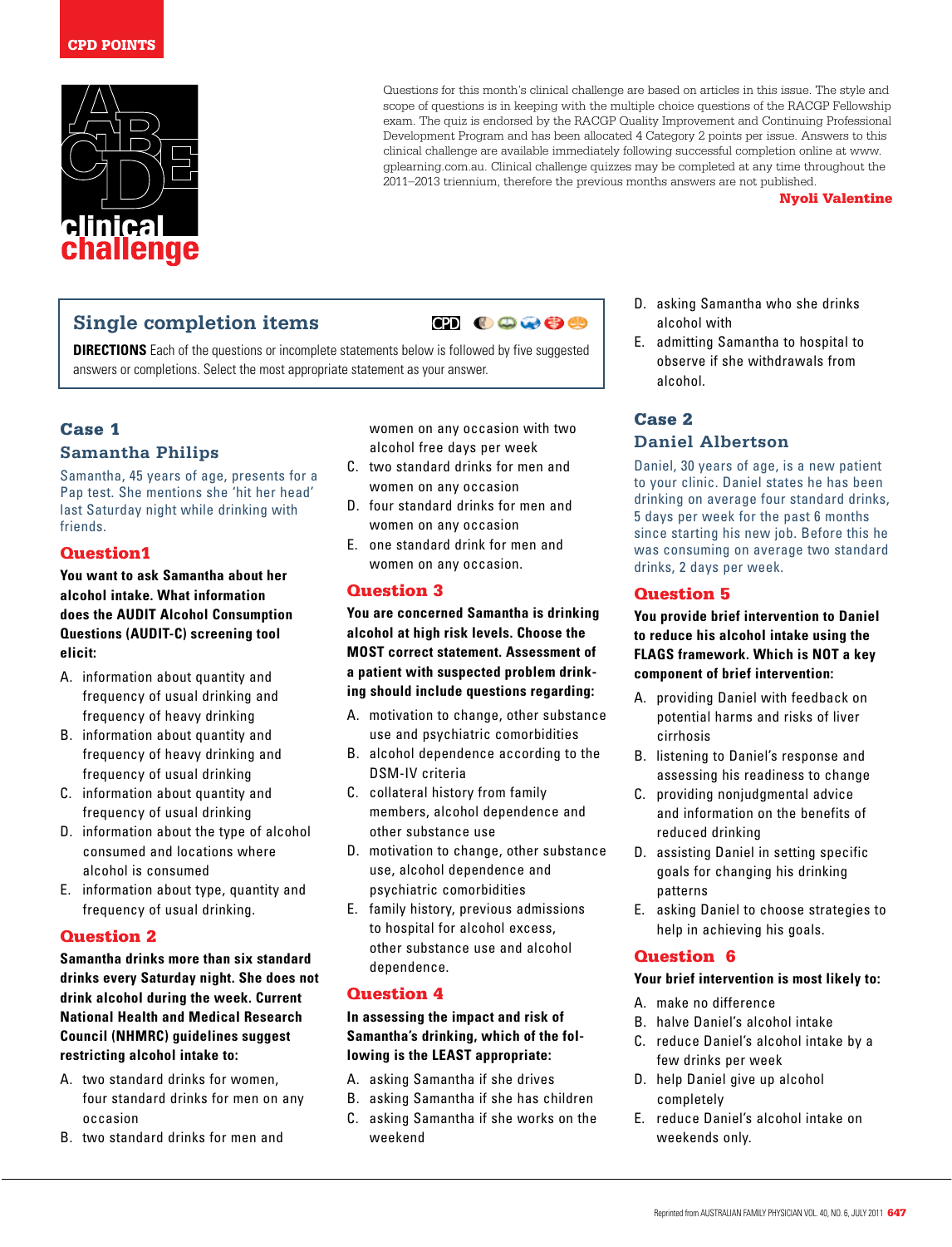CPD POINTS

# clinical challenge

Questions for this month's clinical challenge are based on articles in this issue. The style and scope of questions is in keeping with the multiple choice questions of the RACGP Fellowship exam. The quiz is endorsed by the RACGP Quality Improvement and Continuing Professional Development Program and has been allocated 4 Category 2 points per issue. Answers to this clinical challenge are available immediately following successful completion online at www.gplearning.com.au. Clinical challenge quizzes may be completed at any time throughout the 2011–2013 triennium, therefore the previous months answers are not published.

**Nyoli Valentine**

## Single completion items

**DIRECTIONS** Each of the questions or incomplete statements below is followed by five suggested answers or completions. Select the most appropriate statement as your answer.

### Case 1
### Samantha Philips

Samantha, 45 years of age, presents for a Pap test. She mentions she 'hit her head' last Saturday night while drinking with friends.

#### Question1

**You want to ask Samantha about her alcohol intake. What information does the AUDIT Alcohol Consumption Questions (AUDIT-C) screening tool elicit:**

A. information about quantity and frequency of usual drinking and frequency of heavy drinking
B. information about quantity and frequency of heavy drinking and frequency of usual drinking
C. information about quantity and frequency of usual drinking
D. information about the type of alcohol consumed and locations where alcohol is consumed
E. information about type, quantity and frequency of usual drinking.

#### Question 2

**Samantha drinks more than six standard drinks every Saturday night. She does not drink alcohol during the week. Current National Health and Medical Research Council (NHMRC) guidelines suggest restricting alcohol intake to:**

A. two standard drinks for women, four standard drinks for men on any occasion
B. two standard drinks for men and women on any occasion with two alcohol free days per week
C. two standard drinks for men and women on any occasion
D. four standard drinks for men and women on any occasion
E. one standard drink for men and women on any occasion.

#### Question 3

**You are concerned Samantha is drinking alcohol at high risk levels. Choose the MOST correct statement. Assessment of a patient with suspected problem drinking should include questions regarding:**

A. motivation to change, other substance use and psychiatric comorbidities
B. alcohol dependence according to the DSM-IV criteria
C. collateral history from family members, alcohol dependence and other substance use
D. motivation to change, other substance use, alcohol dependence and psychiatric comorbidities
E. family history, previous admissions to hospital for alcohol excess, other substance use and alcohol dependence.

#### Question 4

**In assessing the impact and risk of Samantha's drinking, which of the following is the LEAST appropriate:**

A. asking Samantha if she drives
B. asking Samantha if she has children
C. asking Samantha if she works on the weekend
D. asking Samantha who she drinks alcohol with
E. admitting Samantha to hospital to observe if she withdrawals from alcohol.

### Case 2
### Daniel Albertson

Daniel, 30 years of age, is a new patient to your clinic. Daniel states he has been drinking on average four standard drinks, 5 days per week for the past 6 months since starting his new job. Before this he was consuming on average two standard drinks, 2 days per week.

#### Question 5

**You provide brief intervention to Daniel to reduce his alcohol intake using the FLAGS framework. Which is NOT a key component of brief intervention:**

A. providing Daniel with feedback on potential harms and risks of liver cirrhosis
B. listening to Daniel's response and assessing his readiness to change
C. providing nonjudgmental advice and information on the benefits of reduced drinking
D. assisting Daniel in setting specific goals for changing his drinking patterns
E. asking Daniel to choose strategies to help in achieving his goals.

#### Question 6

**Your brief intervention is most likely to:**

A. make no difference
B. halve Daniel's alcohol intake
C. reduce Daniel's alcohol intake by a few drinks per week
D. help Daniel give up alcohol completely
E. reduce Daniel's alcohol intake on weekends only.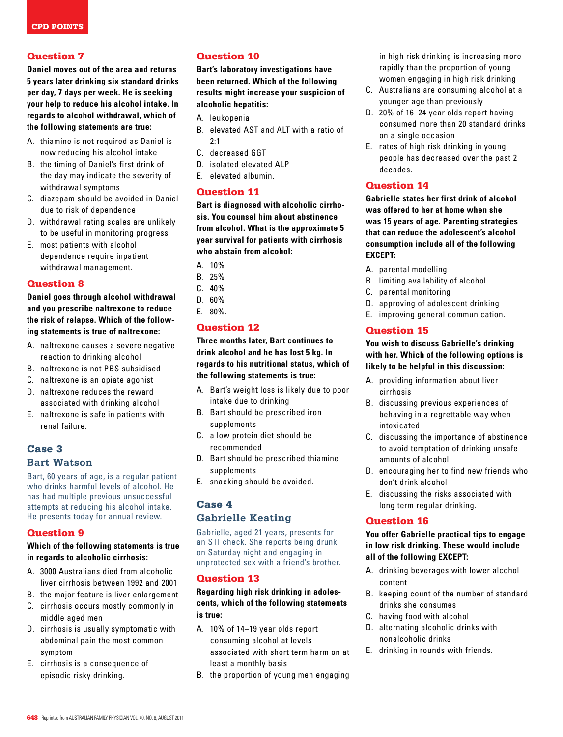## Question 7

**Daniel moves out of the area and returns 5 years later drinking six standard drinks per day, 7 days per week. He is seeking your help to reduce his alcohol intake. In regards to alcohol withdrawal, which of the following statements are true:**

A. thiamine is not required as Daniel is now reducing his alcohol intake
B. the timing of Daniel's first drink of the day may indicate the severity of withdrawal symptoms
C. diazepam should be avoided in Daniel due to risk of dependence
D. withdrawal rating scales are unlikely to be useful in monitoring progress
E. most patients with alcohol dependence require inpatient withdrawal management.

## Question 8

**Daniel goes through alcohol withdrawal and you prescribe naltrexone to reduce the risk of relapse. Which of the following statements is true of naltrexone:**

A. naltrexone causes a severe negative reaction to drinking alcohol
B. naltrexone is not PBS subsidised
C. naltrexone is an opiate agonist
D. naltrexone reduces the reward associated with drinking alcohol
E. naltrexone is safe in patients with renal failure.

## Case 3

### Bart Watson

Bart, 60 years of age, is a regular patient who drinks harmful levels of alcohol. He has had multiple previous unsuccessful attempts at reducing his alcohol intake. He presents today for annual review.

## Question 9

**Which of the following statements is true in regards to alcoholic cirrhosis:**

A. 3000 Australians died from alcoholic liver cirrhosis between 1992 and 2001
B. the major feature is liver enlargement
C. cirrhosis occurs mostly commonly in middle aged men
D. cirrhosis is usually symptomatic with abdominal pain the most common symptom
E. cirrhosis is a consequence of episodic risky drinking.

## Question 10

**Bart's laboratory investigations have been returned. Which of the following results might increase your suspicion of alcoholic hepatitis:**

A. leukopenia
B. elevated AST and ALT with a ratio of 2:1
C. decreased GGT
D. isolated elevated ALP
E. elevated albumin.

## Question 11

**Bart is diagnosed with alcoholic cirrhosis. You counsel him about abstinence from alcohol. What is the approximate 5 year survival for patients with cirrhosis who abstain from alcohol:**

A. 10%
B. 25%
C. 40%
D. 60%
E. 80%.

## Question 12

**Three months later, Bart continues to drink alcohol and he has lost 5 kg. In regards to his nutritional status, which of the following statements is true:**

A. Bart's weight loss is likely due to poor intake due to drinking
B. Bart should be prescribed iron supplements
C. a low protein diet should be recommended
D. Bart should be prescribed thiamine supplements
E. snacking should be avoided.

## Case 4

### Gabrielle Keating

Gabrielle, aged 21 years, presents for an STI check. She reports being drunk on Saturday night and engaging in unprotected sex with a friend's brother.

## Question 13

**Regarding high risk drinking in adolescents, which of the following statements is true:**

A. 10% of 14–19 year olds report consuming alcohol at levels associated with short term harm on at least a monthly basis
B. the proportion of young men engaging in high risk drinking is increasing more rapidly than the proportion of young women engaging in high risk drinking
C. Australians are consuming alcohol at a younger age than previously
D. 20% of 16–24 year olds report having consumed more than 20 standard drinks on a single occasion
E. rates of high risk drinking in young people has decreased over the past 2 decades.

## Question 14

**Gabrielle states her first drink of alcohol was offered to her at home when she was 15 years of age. Parenting strategies that can reduce the adolescent's alcohol consumption include all of the following EXCEPT:**

A. parental modelling
B. limiting availability of alcohol
C. parental monitoring
D. approving of adolescent drinking
E. improving general communication.

## Question 15

**You wish to discuss Gabrielle's drinking with her. Which of the following options is likely to be helpful in this discussion:**

A. providing information about liver cirrhosis
B. discussing previous experiences of behaving in a regrettable way when intoxicated
C. discussing the importance of abstinence to avoid temptation of drinking unsafe amounts of alcohol
D. encouraging her to find new friends who don't drink alcohol
E. discussing the risks associated with long term regular drinking.

## Question 16

**You offer Gabrielle practical tips to engage in low risk drinking. These would include all of the following EXCEPT:**

A. drinking beverages with lower alcohol content
B. keeping count of the number of standard drinks she consumes
C. having food with alcohol
D. alternating alcoholic drinks with nonalcoholic drinks
E. drinking in rounds with friends.